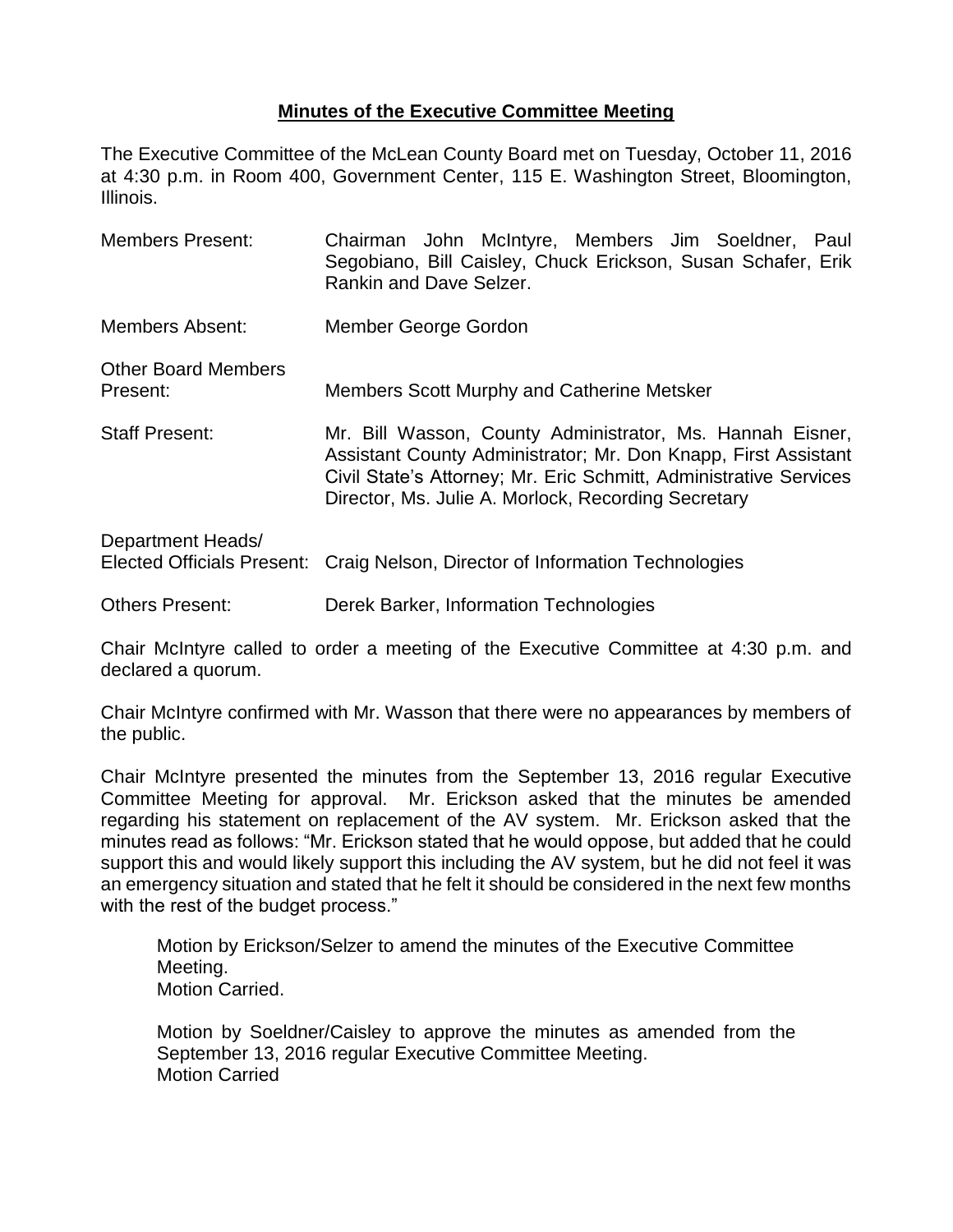# **Minutes of the Executive Committee Meeting**

The Executive Committee of the McLean County Board met on Tuesday, October 11, 2016 at 4:30 p.m. in Room 400, Government Center, 115 E. Washington Street, Bloomington, Illinois.

| | |
|---|---|
| Members Present: | Chairman John McIntyre, Members Jim Soeldner, Paul Segobiano, Bill Caisley, Chuck Erickson, Susan Schafer, Erik Rankin and Dave Selzer. |
| Members Absent: | Member George Gordon |
| Other Board Members Present: | Members Scott Murphy and Catherine Metsker |
| Staff Present: | Mr. Bill Wasson, County Administrator, Ms. Hannah Eisner, Assistant County Administrator; Mr. Don Knapp, First Assistant Civil State's Attorney; Mr. Eric Schmitt, Administrative Services Director, Ms. Julie A. Morlock, Recording Secretary |
| Department Heads/ Elected Officials Present: | Craig Nelson, Director of Information Technologies |
| Others Present: | Derek Barker, Information Technologies |

Chair McIntyre called to order a meeting of the Executive Committee at 4:30 p.m. and declared a quorum.

Chair McIntyre confirmed with Mr. Wasson that there were no appearances by members of the public.

Chair McIntyre presented the minutes from the September 13, 2016 regular Executive Committee Meeting for approval. Mr. Erickson asked that the minutes be amended regarding his statement on replacement of the AV system. Mr. Erickson asked that the minutes read as follows: "Mr. Erickson stated that he would oppose, but added that he could support this and would likely support this including the AV system, but he did not feel it was an emergency situation and stated that he felt it should be considered in the next few months with the rest of the budget process."

> Motion by Erickson/Selzer to amend the minutes of the Executive Committee Meeting.
> Motion Carried.
>
> Motion by Soeldner/Caisley to approve the minutes as amended from the September 13, 2016 regular Executive Committee Meeting.
> Motion Carried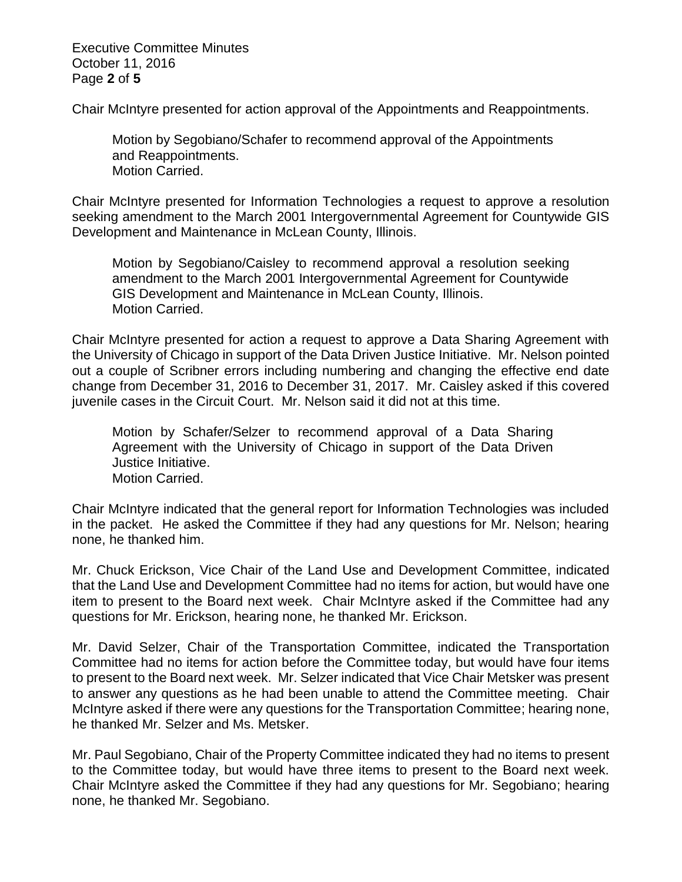Chair McIntyre presented for action approval of the Appointments and Reappointments.

> Motion by Segobiano/Schafer to recommend approval of the Appointments and Reappointments.
> Motion Carried.

Chair McIntyre presented for Information Technologies a request to approve a resolution seeking amendment to the March 2001 Intergovernmental Agreement for Countywide GIS Development and Maintenance in McLean County, Illinois.

> Motion by Segobiano/Caisley to recommend approval a resolution seeking amendment to the March 2001 Intergovernmental Agreement for Countywide GIS Development and Maintenance in McLean County, Illinois.
> Motion Carried.

Chair McIntyre presented for action a request to approve a Data Sharing Agreement with the University of Chicago in support of the Data Driven Justice Initiative. Mr. Nelson pointed out a couple of Scribner errors including numbering and changing the effective end date change from December 31, 2016 to December 31, 2017. Mr. Caisley asked if this covered juvenile cases in the Circuit Court. Mr. Nelson said it did not at this time.

> Motion by Schafer/Selzer to recommend approval of a Data Sharing Agreement with the University of Chicago in support of the Data Driven Justice Initiative.
> Motion Carried.

Chair McIntyre indicated that the general report for Information Technologies was included in the packet. He asked the Committee if they had any questions for Mr. Nelson; hearing none, he thanked him.

Mr. Chuck Erickson, Vice Chair of the Land Use and Development Committee, indicated that the Land Use and Development Committee had no items for action, but would have one item to present to the Board next week. Chair McIntyre asked if the Committee had any questions for Mr. Erickson, hearing none, he thanked Mr. Erickson.

Mr. David Selzer, Chair of the Transportation Committee, indicated the Transportation Committee had no items for action before the Committee today, but would have four items to present to the Board next week. Mr. Selzer indicated that Vice Chair Metsker was present to answer any questions as he had been unable to attend the Committee meeting. Chair McIntyre asked if there were any questions for the Transportation Committee; hearing none, he thanked Mr. Selzer and Ms. Metsker.

Mr. Paul Segobiano, Chair of the Property Committee indicated they had no items to present to the Committee today, but would have three items to present to the Board next week. Chair McIntyre asked the Committee if they had any questions for Mr. Segobiano; hearing none, he thanked Mr. Segobiano.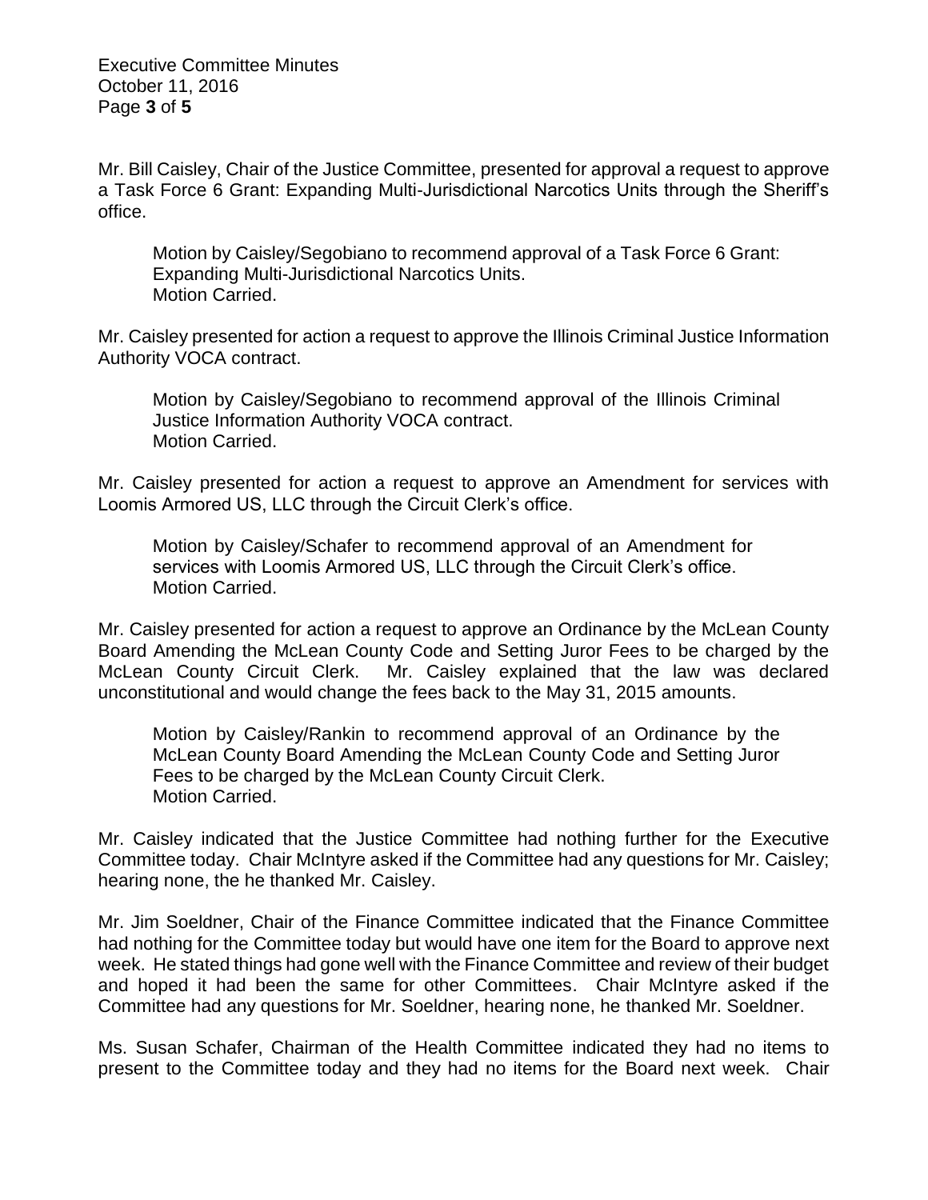Mr. Bill Caisley, Chair of the Justice Committee, presented for approval a request to approve a Task Force 6 Grant: Expanding Multi-Jurisdictional Narcotics Units through the Sheriff's office.

> Motion by Caisley/Segobiano to recommend approval of a Task Force 6 Grant: Expanding Multi-Jurisdictional Narcotics Units.
> Motion Carried.

Mr. Caisley presented for action a request to approve the Illinois Criminal Justice Information Authority VOCA contract.

> Motion by Caisley/Segobiano to recommend approval of the Illinois Criminal Justice Information Authority VOCA contract.
> Motion Carried.

Mr. Caisley presented for action a request to approve an Amendment for services with Loomis Armored US, LLC through the Circuit Clerk's office.

> Motion by Caisley/Schafer to recommend approval of an Amendment for services with Loomis Armored US, LLC through the Circuit Clerk's office.
> Motion Carried.

Mr. Caisley presented for action a request to approve an Ordinance by the McLean County Board Amending the McLean County Code and Setting Juror Fees to be charged by the McLean County Circuit Clerk. Mr. Caisley explained that the law was declared unconstitutional and would change the fees back to the May 31, 2015 amounts.

> Motion by Caisley/Rankin to recommend approval of an Ordinance by the McLean County Board Amending the McLean County Code and Setting Juror Fees to be charged by the McLean County Circuit Clerk.
> Motion Carried.

Mr. Caisley indicated that the Justice Committee had nothing further for the Executive Committee today. Chair McIntyre asked if the Committee had any questions for Mr. Caisley; hearing none, the he thanked Mr. Caisley.

Mr. Jim Soeldner, Chair of the Finance Committee indicated that the Finance Committee had nothing for the Committee today but would have one item for the Board to approve next week. He stated things had gone well with the Finance Committee and review of their budget and hoped it had been the same for other Committees. Chair McIntyre asked if the Committee had any questions for Mr. Soeldner, hearing none, he thanked Mr. Soeldner.

Ms. Susan Schafer, Chairman of the Health Committee indicated they had no items to present to the Committee today and they had no items for the Board next week. Chair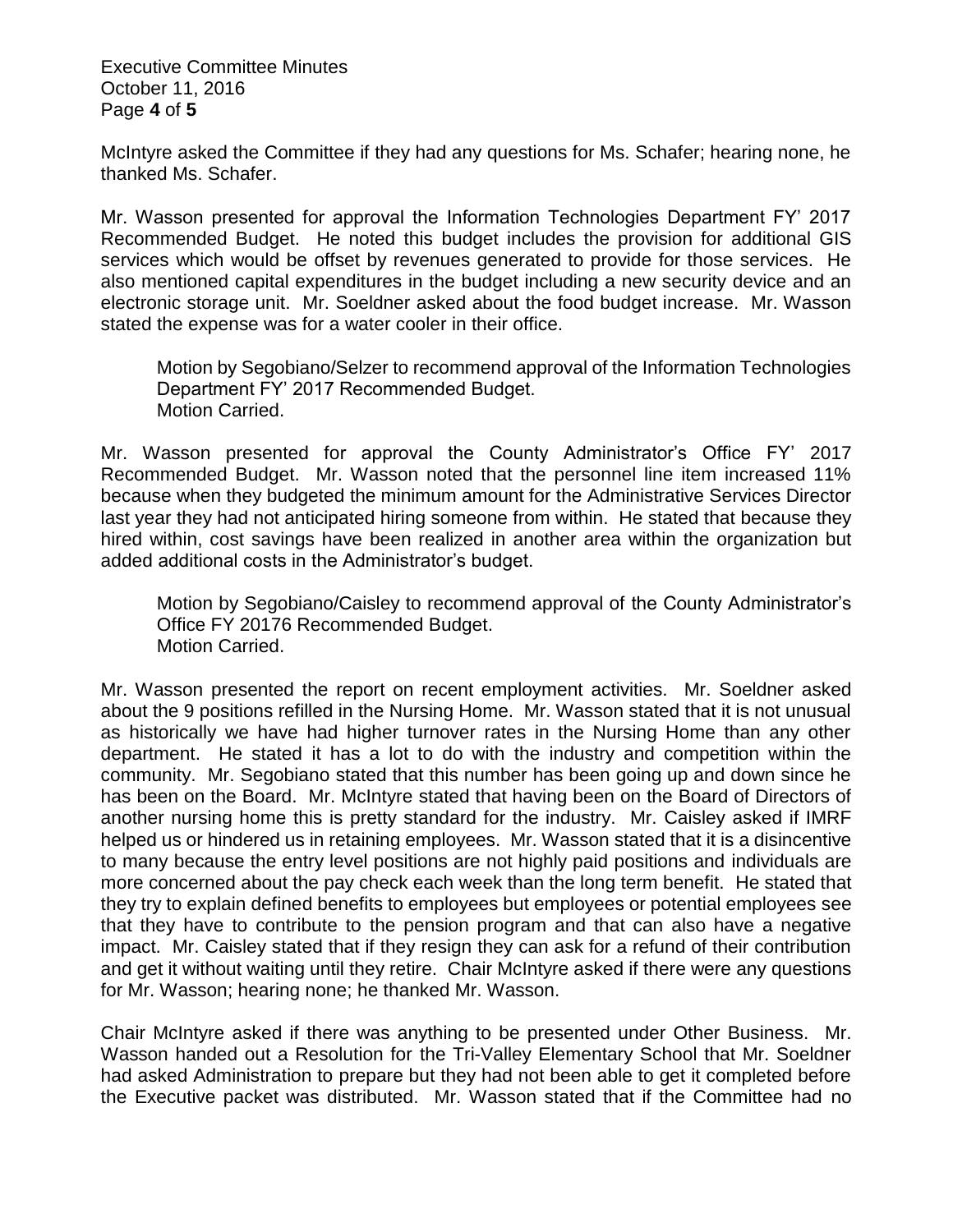McIntyre asked the Committee if they had any questions for Ms. Schafer; hearing none, he thanked Ms. Schafer.

Mr. Wasson presented for approval the Information Technologies Department FY' 2017 Recommended Budget. He noted this budget includes the provision for additional GIS services which would be offset by revenues generated to provide for those services. He also mentioned capital expenditures in the budget including a new security device and an electronic storage unit. Mr. Soeldner asked about the food budget increase. Mr. Wasson stated the expense was for a water cooler in their office.

> Motion by Segobiano/Selzer to recommend approval of the Information Technologies Department FY' 2017 Recommended Budget.
> Motion Carried.

Mr. Wasson presented for approval the County Administrator's Office FY' 2017 Recommended Budget. Mr. Wasson noted that the personnel line item increased 11% because when they budgeted the minimum amount for the Administrative Services Director last year they had not anticipated hiring someone from within. He stated that because they hired within, cost savings have been realized in another area within the organization but added additional costs in the Administrator's budget.

> Motion by Segobiano/Caisley to recommend approval of the County Administrator's Office FY 20176 Recommended Budget.
> Motion Carried.

Mr. Wasson presented the report on recent employment activities. Mr. Soeldner asked about the 9 positions refilled in the Nursing Home. Mr. Wasson stated that it is not unusual as historically we have had higher turnover rates in the Nursing Home than any other department. He stated it has a lot to do with the industry and competition within the community. Mr. Segobiano stated that this number has been going up and down since he has been on the Board. Mr. McIntyre stated that having been on the Board of Directors of another nursing home this is pretty standard for the industry. Mr. Caisley asked if IMRF helped us or hindered us in retaining employees. Mr. Wasson stated that it is a disincentive to many because the entry level positions are not highly paid positions and individuals are more concerned about the pay check each week than the long term benefit. He stated that they try to explain defined benefits to employees but employees or potential employees see that they have to contribute to the pension program and that can also have a negative impact. Mr. Caisley stated that if they resign they can ask for a refund of their contribution and get it without waiting until they retire. Chair McIntyre asked if there were any questions for Mr. Wasson; hearing none; he thanked Mr. Wasson.

Chair McIntyre asked if there was anything to be presented under Other Business. Mr. Wasson handed out a Resolution for the Tri-Valley Elementary School that Mr. Soeldner had asked Administration to prepare but they had not been able to get it completed before the Executive packet was distributed. Mr. Wasson stated that if the Committee had no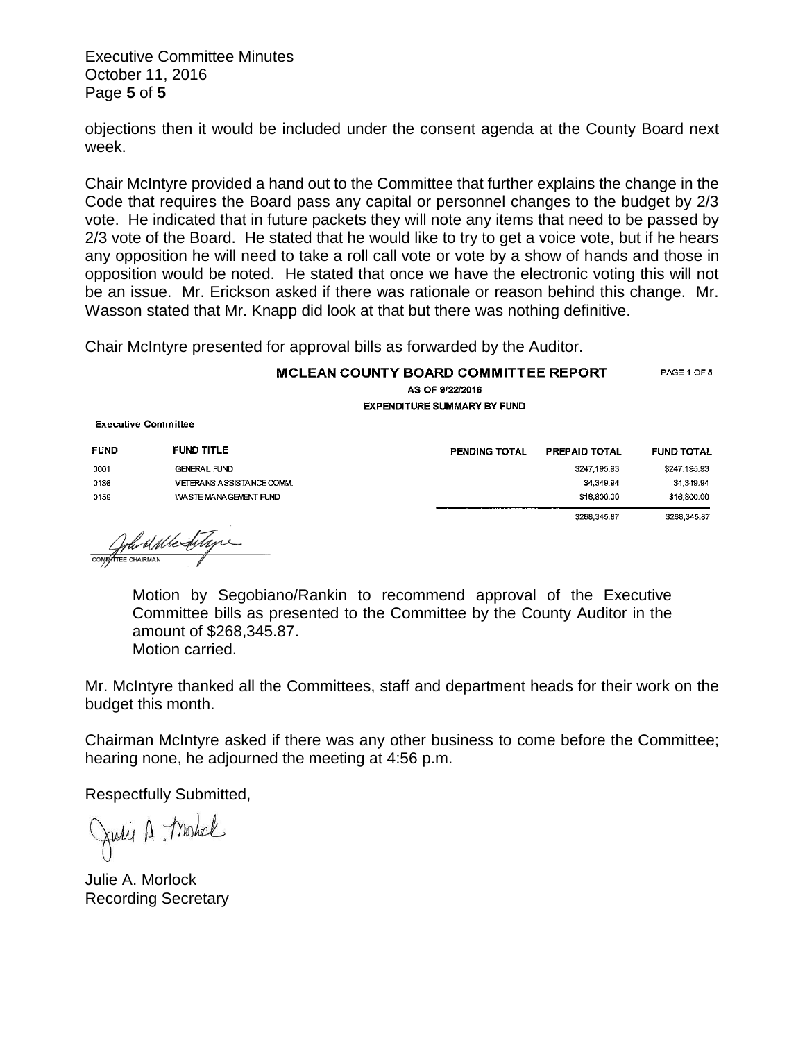objections then it would be included under the consent agenda at the County Board next week.

Chair McIntyre provided a hand out to the Committee that further explains the change in the Code that requires the Board pass any capital or personnel changes to the budget by 2/3 vote. He indicated that in future packets they will note any items that need to be passed by 2/3 vote of the Board. He stated that he would like to try to get a voice vote, but if he hears any opposition he will need to take a roll call vote or vote by a show of hands and those in opposition would be noted. He stated that once we have the electronic voting this will not be an issue. Mr. Erickson asked if there was rationale or reason behind this change. Mr. Wasson stated that Mr. Knapp did look at that but there was nothing definitive.

Chair McIntyre presented for approval bills as forwarded by the Auditor.

**MCLEAN COUNTY BOARD COMMITTEE REPORT** PAGE 1 OF 5

AS OF 9/22/2016

EXPENDITURE SUMMARY BY FUND

**Executive Committee**

| FUND | FUND TITLE | PENDING TOTAL | PREPAID TOTAL | FUND TOTAL |
|---|---|---|---|---|
| 0001 | GENERAL FUND | | $247,195.93 | $247,195.93 |
| 0136 | VETERANS ASSISTANCE COMM. | | $4,349.94 | $4,349.94 |
| 0159 | WASTE MANAGEMENT FUND | | $16,800.00 | $16,800.00 |
| | | | $268,345.87 | $268,345.87 |

COMMITTEE CHAIRMAN

> Motion by Segobiano/Rankin to recommend approval of the Executive Committee bills as presented to the Committee by the County Auditor in the amount of $268,345.87.
> Motion carried.

Mr. McIntyre thanked all the Committees, staff and department heads for their work on the budget this month.

Chairman McIntyre asked if there was any other business to come before the Committee; hearing none, he adjourned the meeting at 4:56 p.m.

Respectfully Submitted,

Julie A. Morlock
Recording Secretary